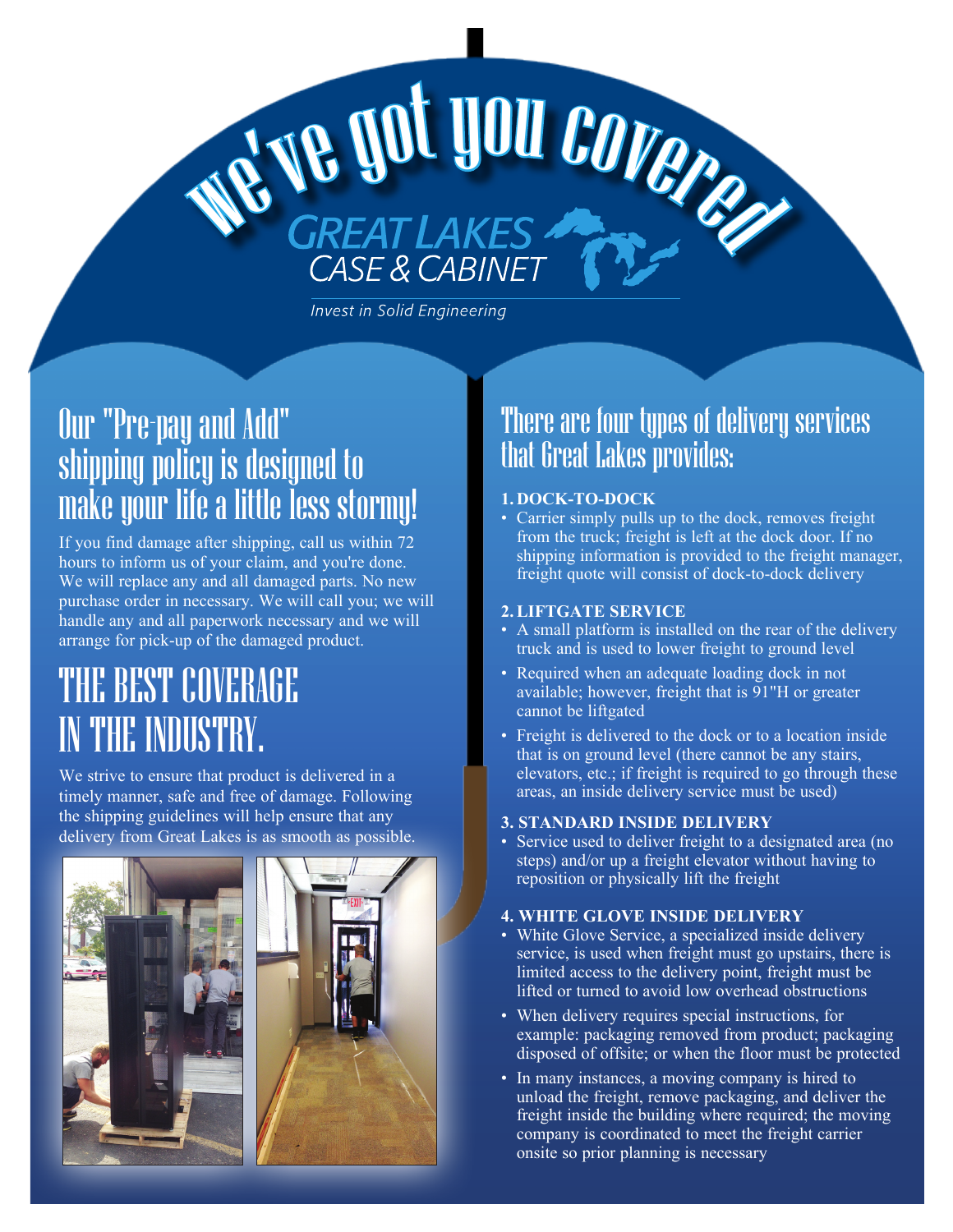# We've got you covered

GREAT LAKES CASE & CABINET

*Invest in Solid Engineering*

## Our "Pre-pay and Add" shipping policy is designed to make your life a little less stormy!

If you find damage after shipping, call us within 72 hours to inform us of your claim, and you're done. We will replace any and all damaged parts. No new purchase order in necessary. We will call you; we will handle any and all paperwork necessary and we will arrange for pick-up of the damaged product.

## THE BEST COVERAGE IN THE INDUSTRY.

We strive to ensure that product is delivered in a timely manner, safe and free of damage. Following the shipping guidelines will help ensure that any delivery from Great Lakes is as smooth as possible.

## There are four types of delivery services that Great Lakes provides:

**1. DOCK-TO-DOCK**

- Carrier simply pulls up to the dock, removes freight from the truck; freight is left at the dock door. If no shipping information is provided to the freight manager, freight quote will consist of dock-to-dock delivery

**2. LIFTGATE SERVICE**

- A small platform is installed on the rear of the delivery truck and is used to lower freight to ground level
- Required when an adequate loading dock in not available; however, freight that is 91"H or greater cannot be liftgated
- Freight is delivered to the dock or to a location inside that is on ground level (there cannot be any stairs, elevators, etc.; if freight is required to go through these areas, an inside delivery service must be used)

**3. STANDARD INSIDE DELIVERY**

- Service used to deliver freight to a designated area (no steps) and/or up a freight elevator without having to reposition or physically lift the freight

**4. WHITE GLOVE INSIDE DELIVERY**

- White Glove Service, a specialized inside delivery service, is used when freight must go upstairs, there is limited access to the delivery point, freight must be lifted or turned to avoid low overhead obstructions
- When delivery requires special instructions, for example: packaging removed from product; packaging disposed of offsite; or when the floor must be protected
- In many instances, a moving company is hired to unload the freight, remove packaging, and deliver the freight inside the building where required; the moving company is coordinated to meet the freight carrier onsite so prior planning is necessary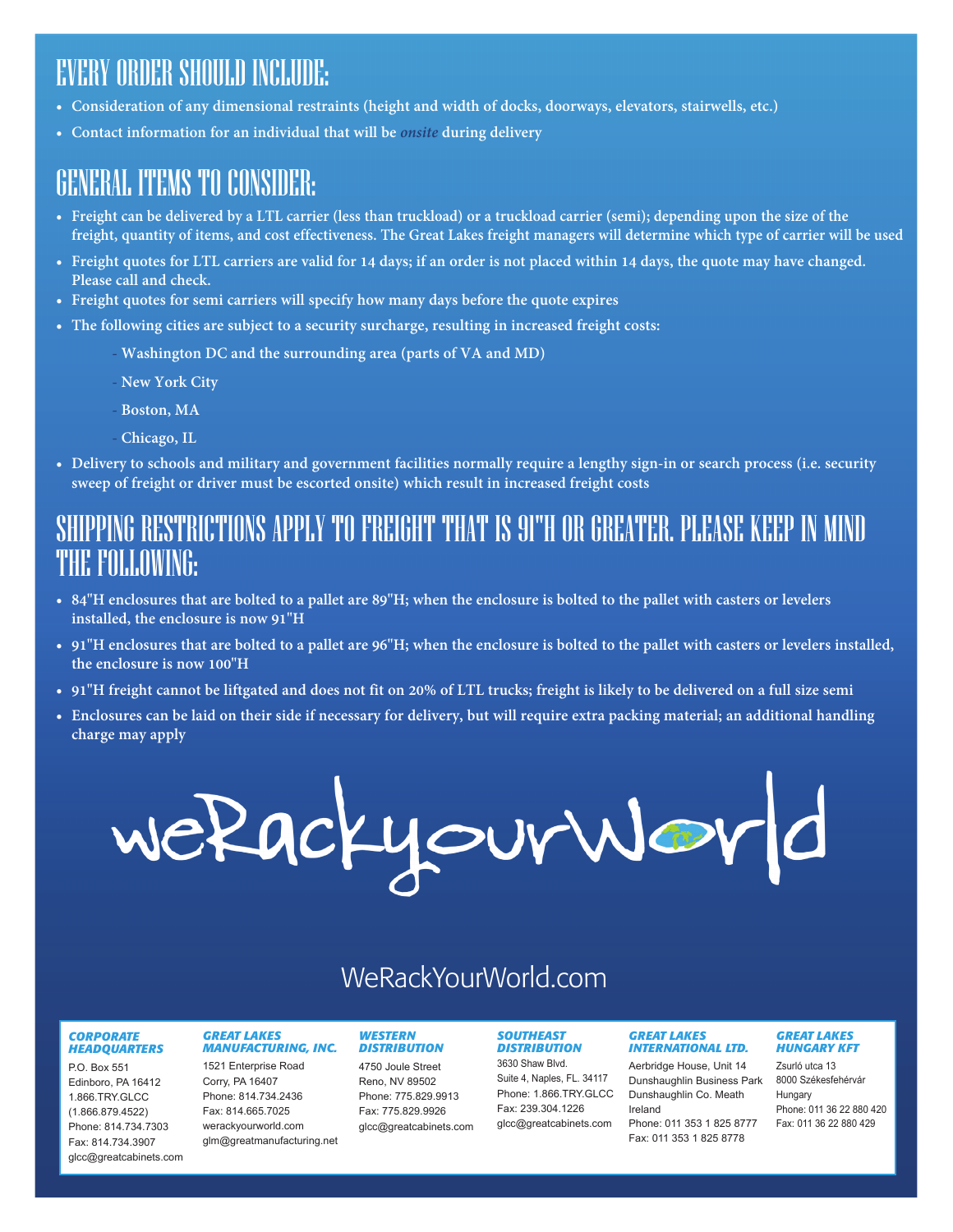## EVERY ORDER SHOULD INCLUDE:

- Consideration of any dimensional restraints (height and width of docks, doorways, elevators, stairwells, etc.)
- Contact information for an individual that will be *onsite* during delivery

## GENERAL ITEMS TO CONSIDER:

- Freight can be delivered by a LTL carrier (less than truckload) or a truckload carrier (semi); depending upon the size of the freight, quantity of items, and cost effectiveness. The Great Lakes freight managers will determine which type of carrier will be used
- Freight quotes for LTL carriers are valid for 14 days; if an order is not placed within 14 days, the quote may have changed. Please call and check.
- Freight quotes for semi carriers will specify how many days before the quote expires
- The following cities are subject to a security surcharge, resulting in increased freight costs:
  - Washington DC and the surrounding area (parts of VA and MD)
  - New York City
  - Boston, MA
  - Chicago, IL
- Delivery to schools and military and government facilities normally require a lengthy sign-in or search process (i.e. security sweep of freight or driver must be escorted onsite) which result in increased freight costs

## SHIPPING RESTRICTIONS APPLY TO FREIGHT THAT IS 91"H OR GREATER. PLEASE KEEP IN MIND THE FOLLOWING:

- 84"H enclosures that are bolted to a pallet are 89"H; when the enclosure is bolted to the pallet with casters or levelers installed, the enclosure is now 91"H
- 91"H enclosures that are bolted to a pallet are 96"H; when the enclosure is bolted to the pallet with casters or levelers installed, the enclosure is now 100"H
- 91"H freight cannot be liftgated and does not fit on 20% of LTL trucks; freight is likely to be delivered on a full size semi
- Enclosures can be laid on their side if necessary for delivery, but will require extra packing material; an additional handling charge may apply

weRackyourWorld

WeRackYourWorld.com

**CORPORATE HEADQUARTERS**
P.O. Box 551
Edinboro, PA 16412
1.866.TRY.GLCC
(1.866.879.4522)
Phone: 814.734.7303
Fax: 814.734.3907
glcc@greatcabinets.com

**GREAT LAKES MANUFACTURING, INC.**
1521 Enterprise Road
Corry, PA 16407
Phone: 814.734.2436
Fax: 814.665.7025
werackyourworld.com
glm@greatmanufacturing.net

**WESTERN DISTRIBUTION**
4750 Joule Street
Reno, NV 89502
Phone: 775.829.9913
Fax: 775.829.9926
glcc@greatcabinets.com

**SOUTHEAST DISTRIBUTION**
3630 Shaw Blvd.
Suite 4, Naples, FL. 34117
Phone: 1.866.TRY.GLCC
Fax: 239.304.1226
glcc@greatcabinets.com

**GREAT LAKES INTERNATIONAL LTD.**
Aerbridge House, Unit 14
Dunshaughlin Business Park
Dunshaughlin Co. Meath
Ireland
Phone: 011 353 1 825 8777
Fax: 011 353 1 825 8778

**GREAT LAKES HUNGARY KFT**
Zsurló utca 13
8000 Székesfehérvár
Hungary
Phone: 011 36 22 880 420
Fax: 011 36 22 880 429